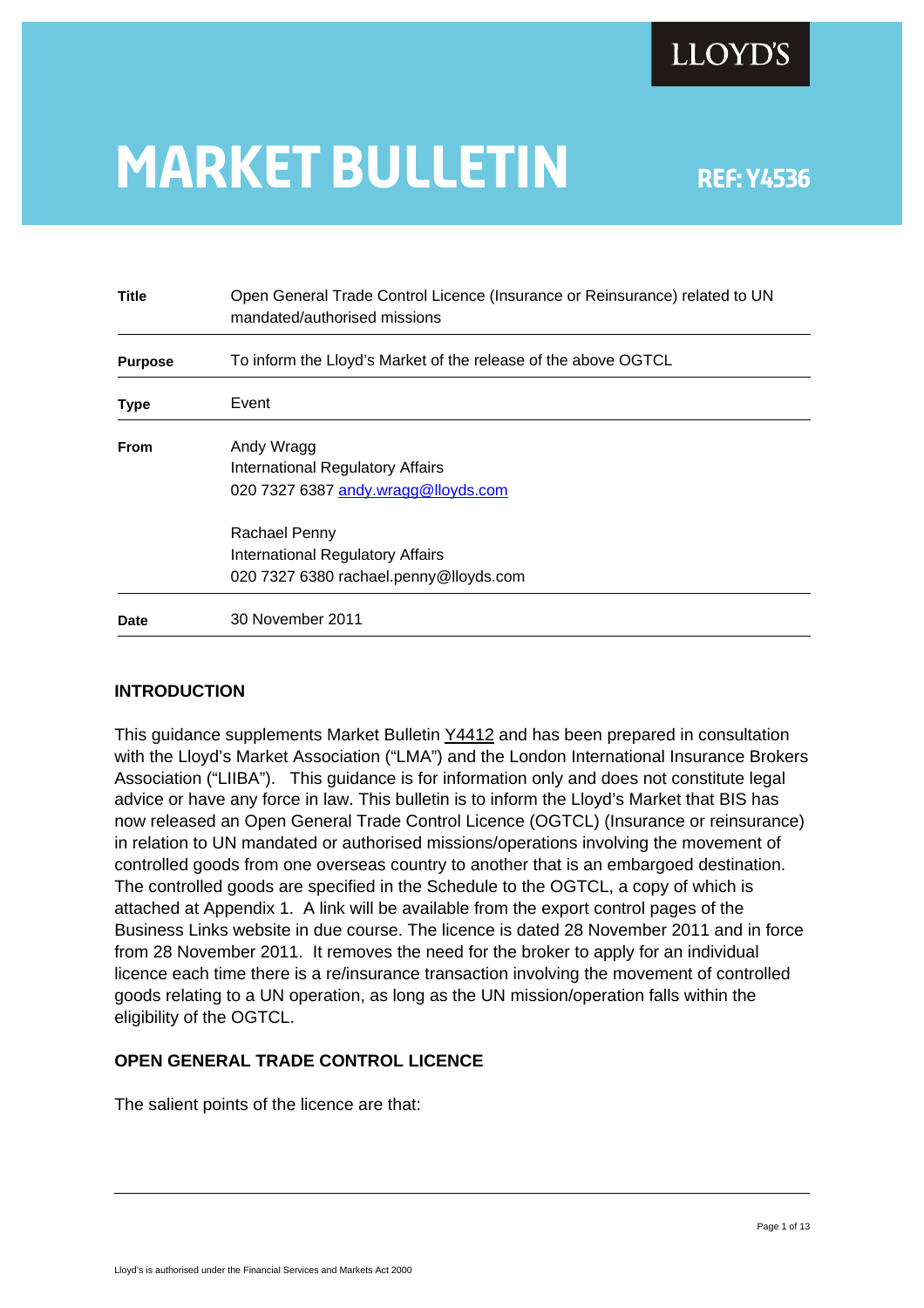LLOYD'S

# MARKET BULLETIN

REF: Y4536

| | |
|---|---|
| **Title** | Open General Trade Control Licence (Insurance or Reinsurance) related to UN mandated/authorised missions |
| **Purpose** | To inform the Lloyd's Market of the release of the above OGTCL |
| **Type** | Event |
| **From** | Andy Wragg<br>International Regulatory Affairs<br>020 7327 6387 andy.wragg@lloyds.com<br><br>Rachael Penny<br>International Regulatory Affairs<br>020 7327 6380 rachael.penny@lloyds.com |
| **Date** | 30 November 2011 |

## INTRODUCTION

This guidance supplements Market Bulletin Y4412 and has been prepared in consultation with the Lloyd's Market Association ("LMA") and the London International Insurance Brokers Association ("LIIBA"). This guidance is for information only and does not constitute legal advice or have any force in law. This bulletin is to inform the Lloyd's Market that BIS has now released an Open General Trade Control Licence (OGTCL) (Insurance or reinsurance) in relation to UN mandated or authorised missions/operations involving the movement of controlled goods from one overseas country to another that is an embargoed destination. The controlled goods are specified in the Schedule to the OGTCL, a copy of which is attached at Appendix 1. A link will be available from the export control pages of the Business Links website in due course. The licence is dated 28 November 2011 and in force from 28 November 2011. It removes the need for the broker to apply for an individual licence each time there is a re/insurance transaction involving the movement of controlled goods relating to a UN operation, as long as the UN mission/operation falls within the eligibility of the OGTCL.

## OPEN GENERAL TRADE CONTROL LICENCE

The salient points of the licence are that:

Lloyd's is authorised under the Financial Services and Markets Act 2000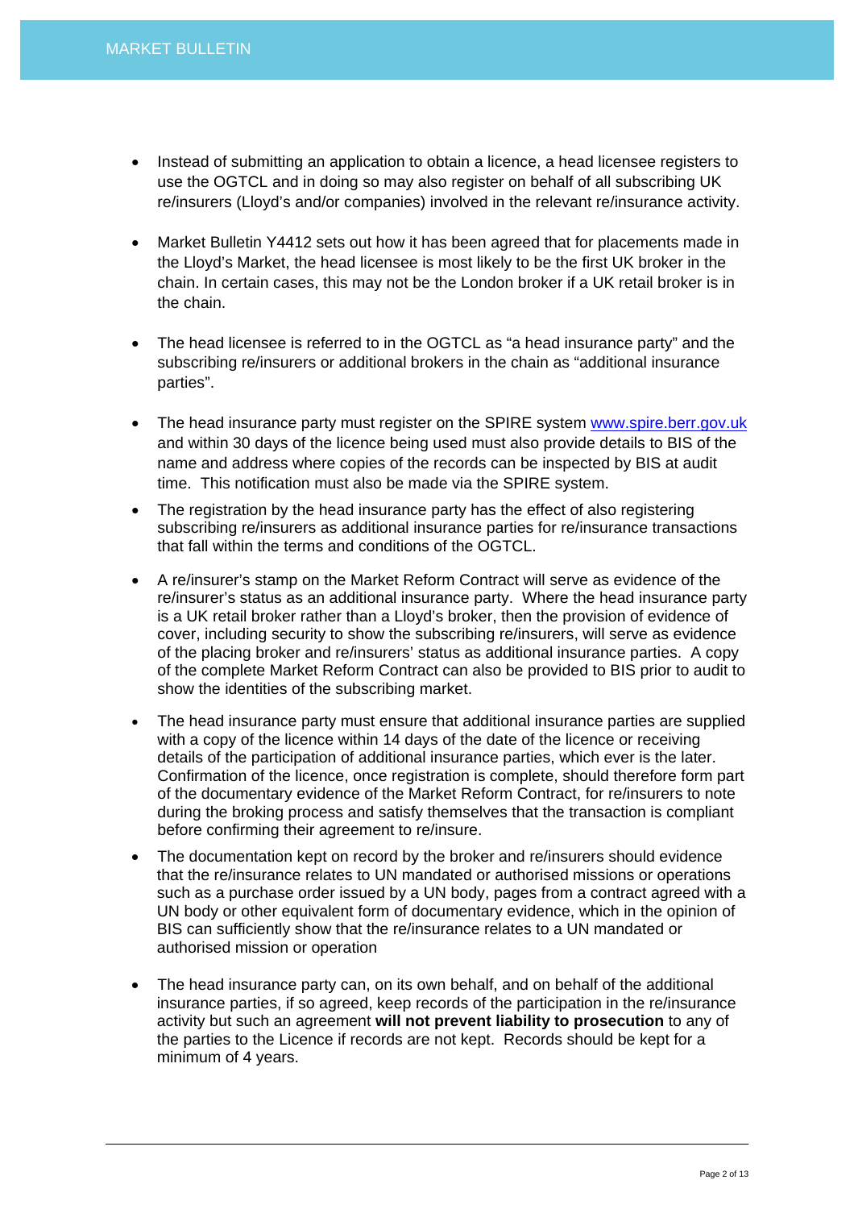- Instead of submitting an application to obtain a licence, a head licensee registers to use the OGTCL and in doing so may also register on behalf of all subscribing UK re/insurers (Lloyd's and/or companies) involved in the relevant re/insurance activity.

- Market Bulletin Y4412 sets out how it has been agreed that for placements made in the Lloyd's Market, the head licensee is most likely to be the first UK broker in the chain. In certain cases, this may not be the London broker if a UK retail broker is in the chain.

- The head licensee is referred to in the OGTCL as "a head insurance party" and the subscribing re/insurers or additional brokers in the chain as "additional insurance parties".

- The head insurance party must register on the SPIRE system [www.spire.berr.gov.uk](http://www.spire.berr.gov.uk) and within 30 days of the licence being used must also provide details to BIS of the name and address where copies of the records can be inspected by BIS at audit time. This notification must also be made via the SPIRE system.

- The registration by the head insurance party has the effect of also registering subscribing re/insurers as additional insurance parties for re/insurance transactions that fall within the terms and conditions of the OGTCL.

- A re/insurer's stamp on the Market Reform Contract will serve as evidence of the re/insurer's status as an additional insurance party. Where the head insurance party is a UK retail broker rather than a Lloyd's broker, then the provision of evidence of cover, including security to show the subscribing re/insurers, will serve as evidence of the placing broker and re/insurers' status as additional insurance parties. A copy of the complete Market Reform Contract can also be provided to BIS prior to audit to show the identities of the subscribing market.

- The head insurance party must ensure that additional insurance parties are supplied with a copy of the licence within 14 days of the date of the licence or receiving details of the participation of additional insurance parties, which ever is the later. Confirmation of the licence, once registration is complete, should therefore form part of the documentary evidence of the Market Reform Contract, for re/insurers to note during the broking process and satisfy themselves that the transaction is compliant before confirming their agreement to re/insure.

- The documentation kept on record by the broker and re/insurers should evidence that the re/insurance relates to UN mandated or authorised missions or operations such as a purchase order issued by a UN body, pages from a contract agreed with a UN body or other equivalent form of documentary evidence, which in the opinion of BIS can sufficiently show that the re/insurance relates to a UN mandated or authorised mission or operation

- The head insurance party can, on its own behalf, and on behalf of the additional insurance parties, if so agreed, keep records of the participation in the re/insurance activity but such an agreement **will not prevent liability to prosecution** to any of the parties to the Licence if records are not kept. Records should be kept for a minimum of 4 years.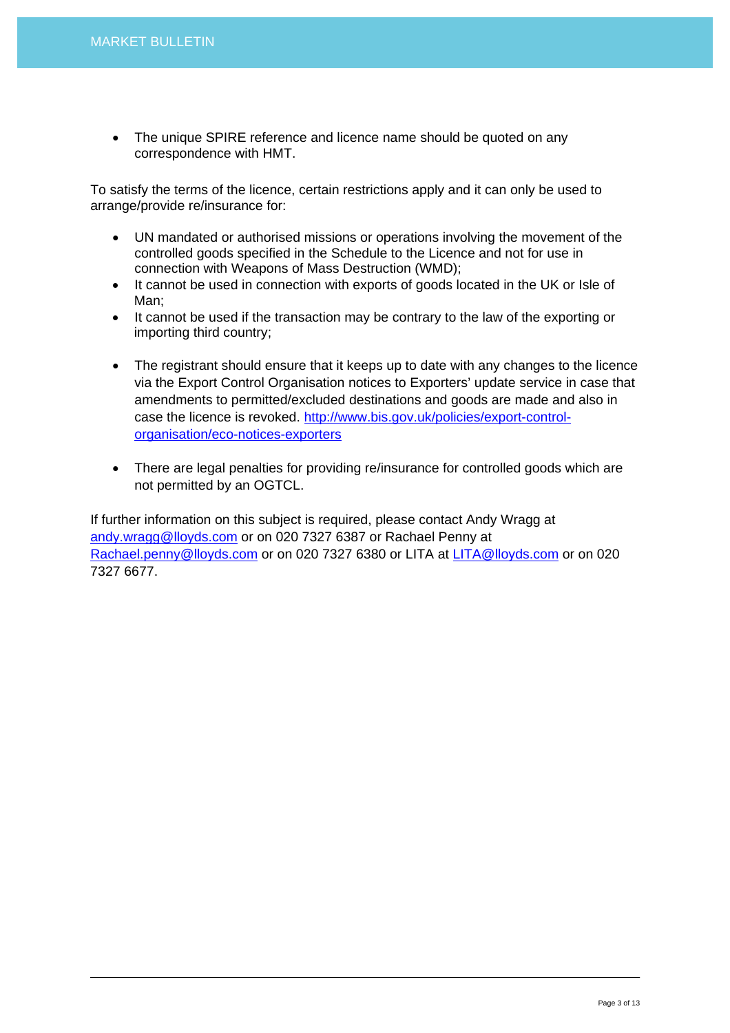- The unique SPIRE reference and licence name should be quoted on any correspondence with HMT.

To satisfy the terms of the licence, certain restrictions apply and it can only be used to arrange/provide re/insurance for:

- UN mandated or authorised missions or operations involving the movement of the controlled goods specified in the Schedule to the Licence and not for use in connection with Weapons of Mass Destruction (WMD);
- It cannot be used in connection with exports of goods located in the UK or Isle of Man;
- It cannot be used if the transaction may be contrary to the law of the exporting or importing third country;

- The registrant should ensure that it keeps up to date with any changes to the licence via the Export Control Organisation notices to Exporters' update service in case that amendments to permitted/excluded destinations and goods are made and also in case the licence is revoked. [http://www.bis.gov.uk/policies/export-control-organisation/eco-notices-exporters](http://www.bis.gov.uk/policies/export-control-organisation/eco-notices-exporters)

- There are legal penalties for providing re/insurance for controlled goods which are not permitted by an OGTCL.

If further information on this subject is required, please contact Andy Wragg at [andy.wragg@lloyds.com](mailto:andy.wragg@lloyds.com) or on 020 7327 6387 or Rachael Penny at [Rachael.penny@lloyds.com](mailto:Rachael.penny@lloyds.com) or on 020 7327 6380 or LITA at [LITA@lloyds.com](mailto:LITA@lloyds.com) or on 020 7327 6677.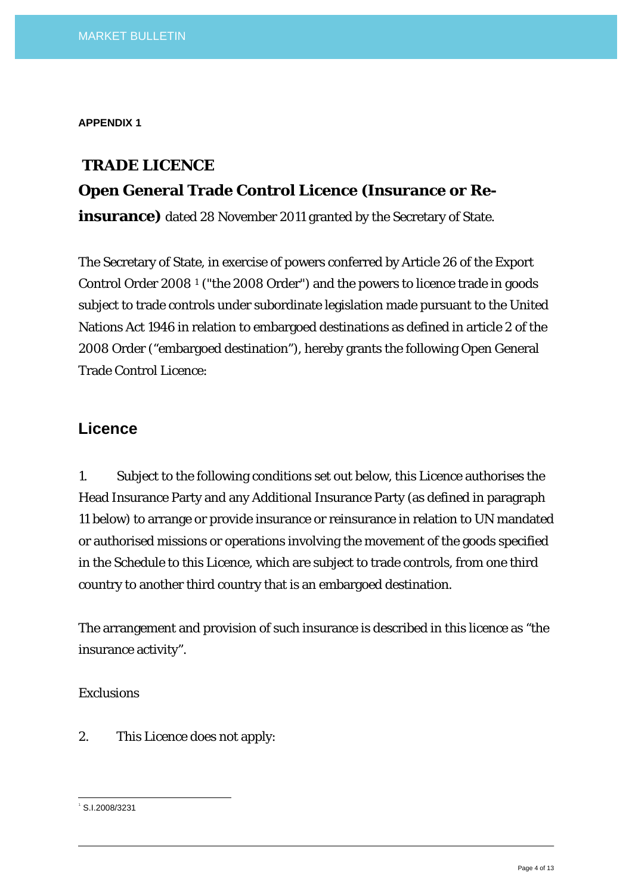**APPENDIX 1**

## TRADE LICENCE

**Open General Trade Control Licence (Insurance or Re-insurance)** dated 28 November 2011 granted by the Secretary of State.

The Secretary of State, in exercise of powers conferred by Article 26 of the Export Control Order 2008 [1] ("the 2008 Order") and the powers to licence trade in goods subject to trade controls under subordinate legislation made pursuant to the United Nations Act 1946 in relation to embargoed destinations as defined in article 2 of the 2008 Order ("embargoed destination"), hereby grants the following Open General Trade Control Licence:

## Licence

1. Subject to the following conditions set out below, this Licence authorises the Head Insurance Party and any Additional Insurance Party (as defined in paragraph 11 below) to arrange or provide insurance or reinsurance in relation to UN mandated or authorised missions or operations involving the movement of the goods specified in the Schedule to this Licence, which are subject to trade controls, from one third country to another third country that is an embargoed destination.

The arrangement and provision of such insurance is described in this licence as "the insurance activity".

Exclusions

2. This Licence does not apply:

---

[1] S.I.2008/3231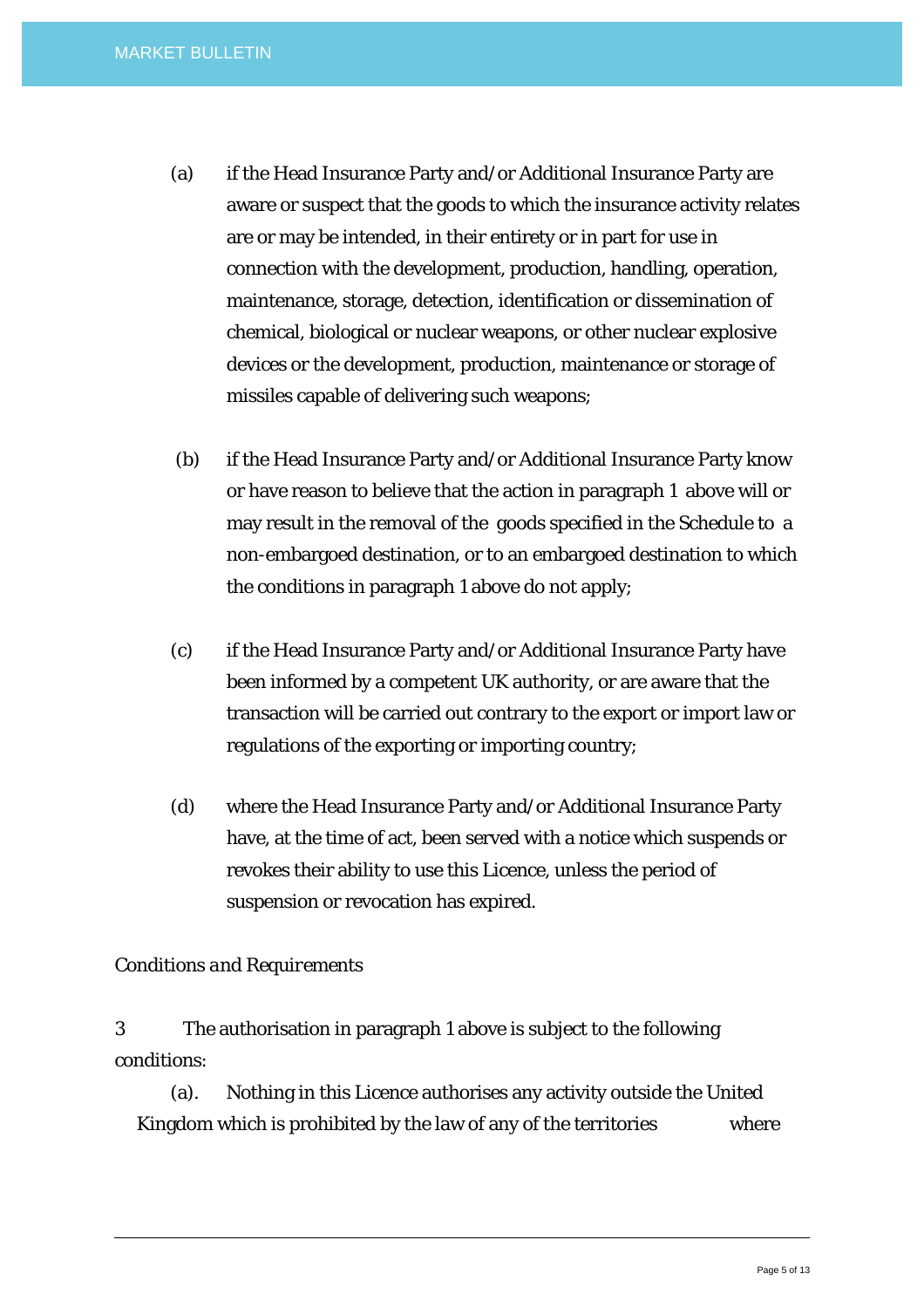(a) if the Head Insurance Party and/or Additional Insurance Party are aware or suspect that the goods to which the insurance activity relates are or may be intended, in their entirety or in part for use in connection with the development, production, handling, operation, maintenance, storage, detection, identification or dissemination of chemical, biological or nuclear weapons, or other nuclear explosive devices or the development, production, maintenance or storage of missiles capable of delivering such weapons;

(b) if the Head Insurance Party and/or Additional Insurance Party know or have reason to believe that the action in paragraph 1 above will or may result in the removal of the goods specified in the Schedule to a non-embargoed destination, or to an embargoed destination to which the conditions in paragraph 1 above do not apply;

(c) if the Head Insurance Party and/or Additional Insurance Party have been informed by a competent UK authority, or are aware that the transaction will be carried out contrary to the export or import law or regulations of the exporting or importing country;

(d) where the Head Insurance Party and/or Additional Insurance Party have, at the time of act, been served with a notice which suspends or revokes their ability to use this Licence, unless the period of suspension or revocation has expired.

*Conditions and Requirements*

3 The authorisation in paragraph 1 above is subject to the following conditions:

(a). Nothing in this Licence authorises any activity outside the United Kingdom which is prohibited by the law of any of the territories where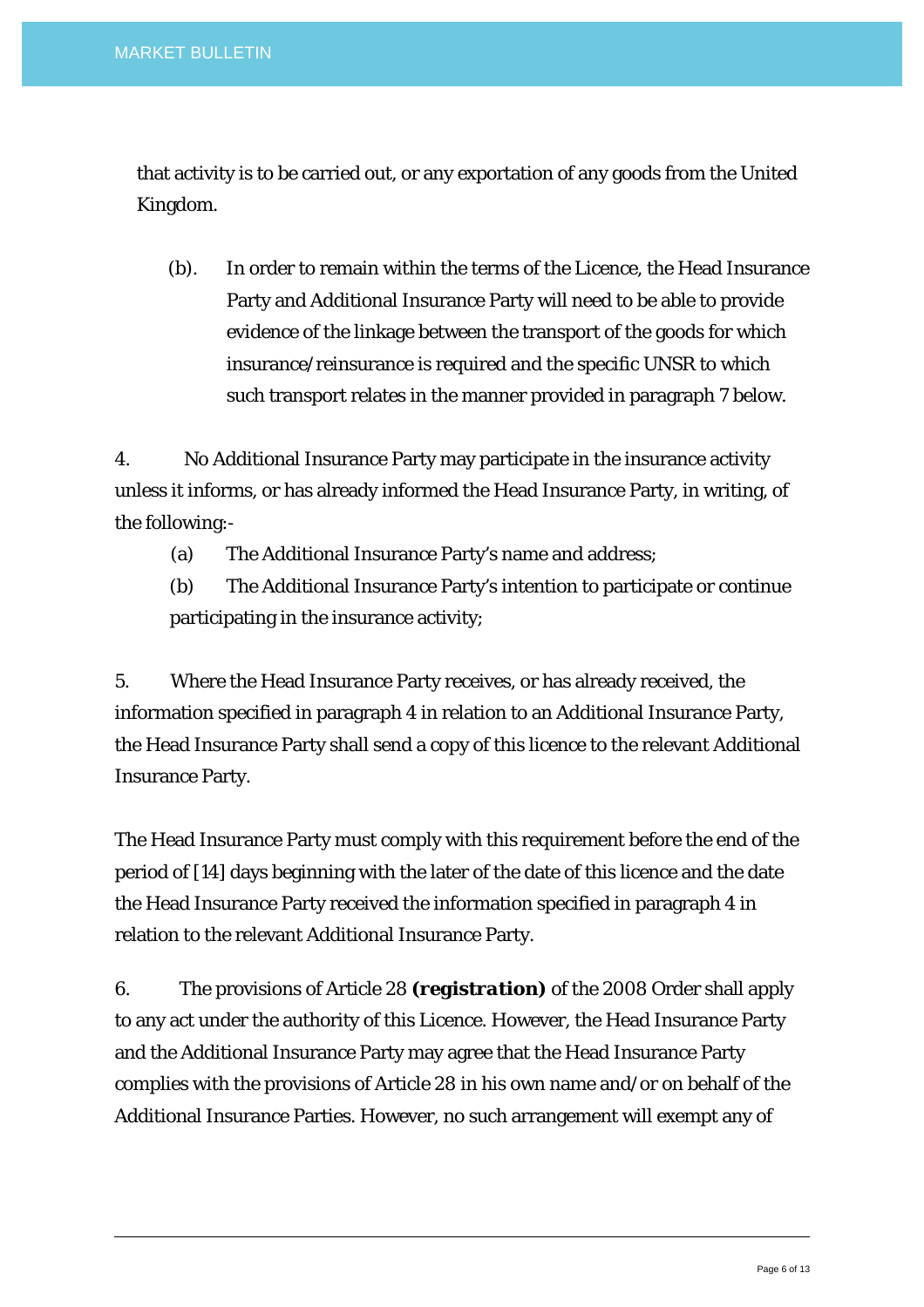that activity is to be carried out, or any exportation of any goods from the United Kingdom.

(b). In order to remain within the terms of the Licence, the Head Insurance Party and Additional Insurance Party will need to be able to provide evidence of the linkage between the transport of the goods for which insurance/reinsurance is required and the specific UNSR to which such transport relates in the manner provided in paragraph 7 below.

4. No Additional Insurance Party may participate in the insurance activity unless it informs, or has already informed the Head Insurance Party, in writing, of the following:-

(a) The Additional Insurance Party's name and address;

(b) The Additional Insurance Party's intention to participate or continue participating in the insurance activity;

5. Where the Head Insurance Party receives, or has already received, the information specified in paragraph 4 in relation to an Additional Insurance Party, the Head Insurance Party shall send a copy of this licence to the relevant Additional Insurance Party.

The Head Insurance Party must comply with this requirement before the end of the period of [14] days beginning with the later of the date of this licence and the date the Head Insurance Party received the information specified in paragraph 4 in relation to the relevant Additional Insurance Party.

6. The provisions of Article 28 ***(registration)*** of the 2008 Order shall apply to any act under the authority of this Licence. However, the Head Insurance Party and the Additional Insurance Party may agree that the Head Insurance Party complies with the provisions of Article 28 in his own name and/or on behalf of the Additional Insurance Parties. However, no such arrangement will exempt any of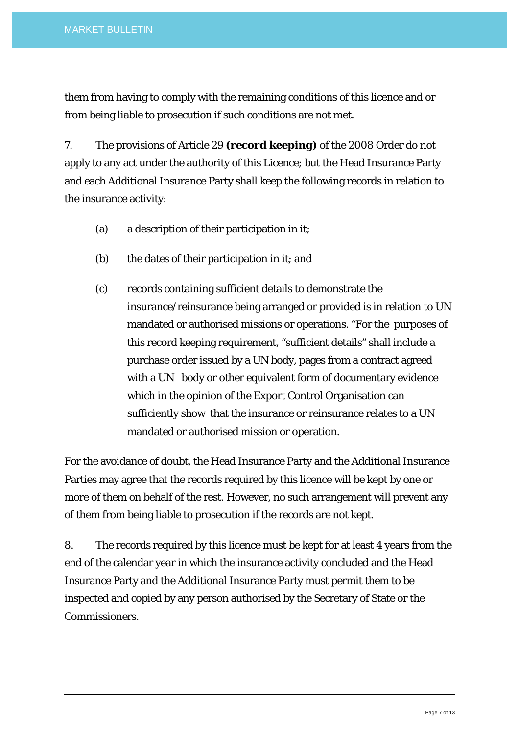them from having to comply with the remaining conditions of this licence and or from being liable to prosecution if such conditions are not met.

7. The provisions of Article 29 **(record keeping)** of the 2008 Order do not apply to any act under the authority of this Licence; but the Head Insurance Party and each Additional Insurance Party shall keep the following records in relation to the insurance activity:

(a) a description of their participation in it;

(b) the dates of their participation in it; and

(c) records containing sufficient details to demonstrate the insurance/reinsurance being arranged or provided is in relation to UN mandated or authorised missions or operations. "For the purposes of this record keeping requirement, "sufficient details" shall include a purchase order issued by a UN body, pages from a contract agreed with a UN body or other equivalent form of documentary evidence which in the opinion of the Export Control Organisation can sufficiently show that the insurance or reinsurance relates to a UN mandated or authorised mission or operation.

For the avoidance of doubt, the Head Insurance Party and the Additional Insurance Parties may agree that the records required by this licence will be kept by one or more of them on behalf of the rest. However, no such arrangement will prevent any of them from being liable to prosecution if the records are not kept.

8. The records required by this licence must be kept for at least 4 years from the end of the calendar year in which the insurance activity concluded and the Head Insurance Party and the Additional Insurance Party must permit them to be inspected and copied by any person authorised by the Secretary of State or the Commissioners.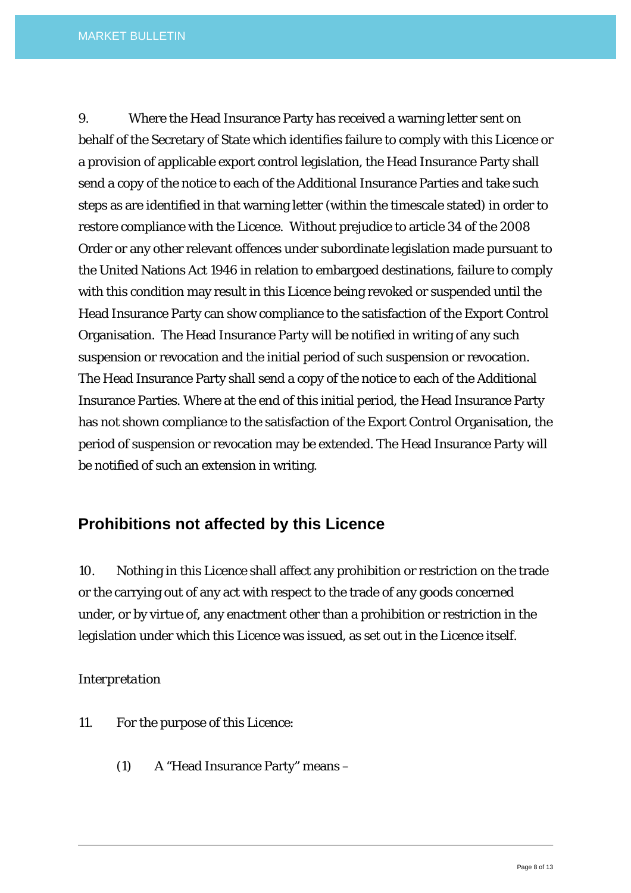9. Where the Head Insurance Party has received a warning letter sent on behalf of the Secretary of State which identifies failure to comply with this Licence or a provision of applicable export control legislation, the Head Insurance Party shall send a copy of the notice to each of the Additional Insurance Parties and take such steps as are identified in that warning letter (within the timescale stated) in order to restore compliance with the Licence. Without prejudice to article 34 of the 2008 Order or any other relevant offences under subordinate legislation made pursuant to the United Nations Act 1946 in relation to embargoed destinations, failure to comply with this condition may result in this Licence being revoked or suspended until the Head Insurance Party can show compliance to the satisfaction of the Export Control Organisation. The Head Insurance Party will be notified in writing of any such suspension or revocation and the initial period of such suspension or revocation. The Head Insurance Party shall send a copy of the notice to each of the Additional Insurance Parties. Where at the end of this initial period, the Head Insurance Party has not shown compliance to the satisfaction of the Export Control Organisation, the period of suspension or revocation may be extended. The Head Insurance Party will be notified of such an extension in writing.

## Prohibitions not affected by this Licence

10. Nothing in this Licence shall affect any prohibition or restriction on the trade or the carrying out of any act with respect to the trade of any goods concerned under, or by virtue of, any enactment other than a prohibition or restriction in the legislation under which this Licence was issued, as set out in the Licence itself.

*Interpretation*

11. For the purpose of this Licence:

(1) A "Head Insurance Party" means –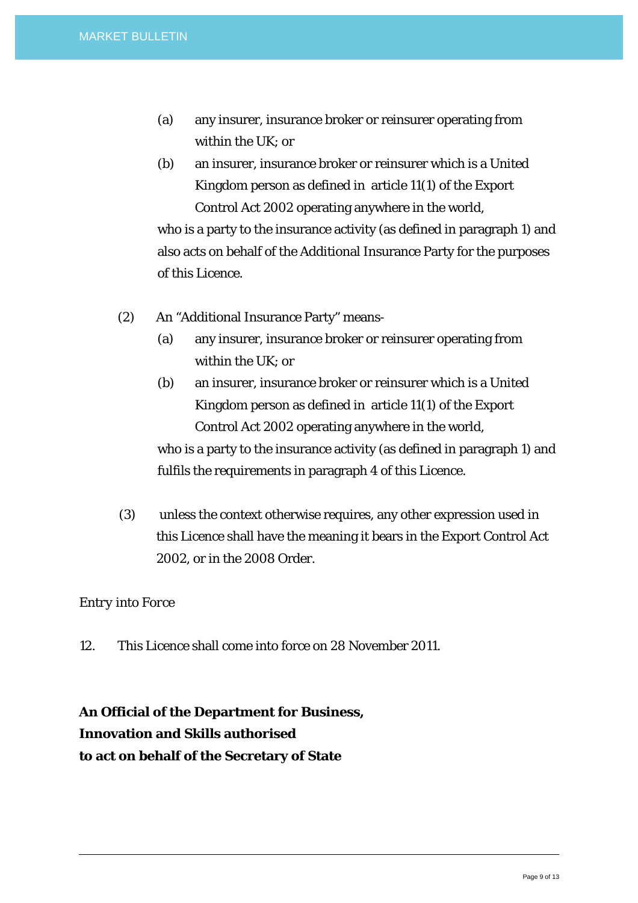(a) any insurer, insurance broker or reinsurer operating from within the UK; or

(b) an insurer, insurance broker or reinsurer which is a United Kingdom person as defined in article 11(1) of the Export Control Act 2002 operating anywhere in the world,

who is a party to the insurance activity (as defined in paragraph 1) and also acts on behalf of the Additional Insurance Party for the purposes of this Licence.

(2) An "Additional Insurance Party" means-

(a) any insurer, insurance broker or reinsurer operating from within the UK; or

(b) an insurer, insurance broker or reinsurer which is a United Kingdom person as defined in article 11(1) of the Export Control Act 2002 operating anywhere in the world,

who is a party to the insurance activity (as defined in paragraph 1) and fulfils the requirements in paragraph 4 of this Licence.

(3) unless the context otherwise requires, any other expression used in this Licence shall have the meaning it bears in the Export Control Act 2002, or in the 2008 Order.

Entry into Force

12. This Licence shall come into force on 28 November 2011.

**An Official of the Department for Business,**
**Innovation and Skills authorised**
**to act on behalf of the Secretary of State**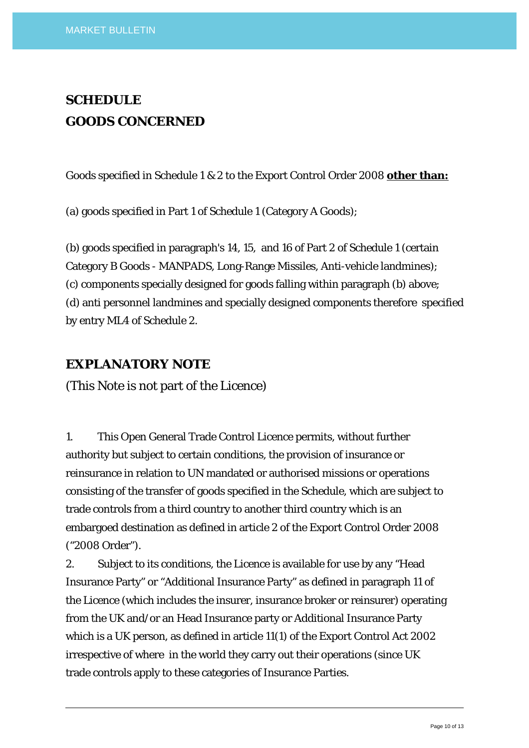## SCHEDULE
## GOODS CONCERNED

Goods specified in Schedule 1 & 2 to the Export Control Order 2008 **other than:**

(a) goods specified in Part 1 of Schedule 1 (Category A Goods);

(b) goods specified in paragraph's 14, 15, and 16 of Part 2 of Schedule 1 (certain Category B Goods - MANPADS, Long-Range Missiles, Anti-vehicle landmines);
(c) components specially designed for goods falling within paragraph (b) above;
(d) anti personnel landmines and specially designed components therefore specified by entry ML4 of Schedule 2.

## EXPLANATORY NOTE

(This Note is not part of the Licence)

1. This Open General Trade Control Licence permits, without further authority but subject to certain conditions, the provision of insurance or reinsurance in relation to UN mandated or authorised missions or operations consisting of the transfer of goods specified in the Schedule, which are subject to trade controls from a third country to another third country which is an embargoed destination as defined in article 2 of the Export Control Order 2008 ("2008 Order").
2. Subject to its conditions, the Licence is available for use by any "Head Insurance Party" or "Additional Insurance Party" as defined in paragraph 11 of the Licence (which includes the insurer, insurance broker or reinsurer) operating from the UK and/or an Head Insurance party or Additional Insurance Party which is a UK person, as defined in article 11(1) of the Export Control Act 2002 irrespective of where in the world they carry out their operations (since UK trade controls apply to these categories of Insurance Parties.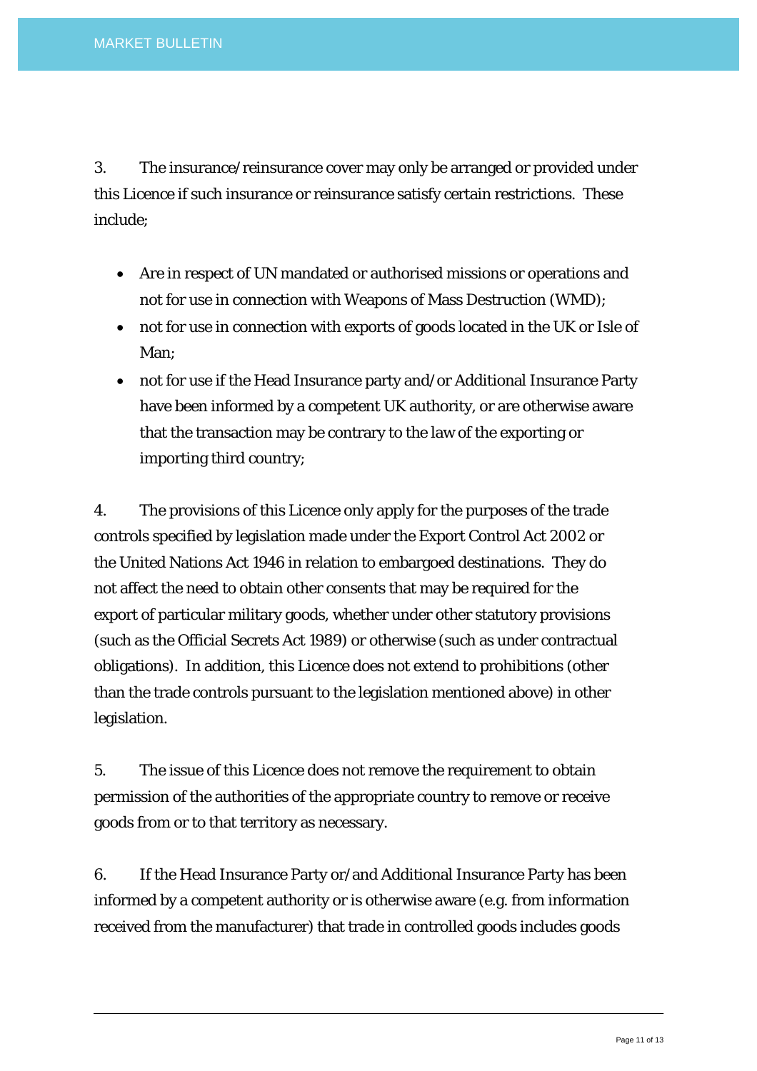3. The insurance/reinsurance cover may only be arranged or provided under this Licence if such insurance or reinsurance satisfy certain restrictions. These include;

- Are in respect of UN mandated or authorised missions or operations and not for use in connection with Weapons of Mass Destruction (WMD);
- not for use in connection with exports of goods located in the UK or Isle of Man;
- not for use if the Head Insurance party and/or Additional Insurance Party have been informed by a competent UK authority, or are otherwise aware that the transaction may be contrary to the law of the exporting or importing third country;

4. The provisions of this Licence only apply for the purposes of the trade controls specified by legislation made under the Export Control Act 2002 or the United Nations Act 1946 in relation to embargoed destinations. They do not affect the need to obtain other consents that may be required for the export of particular military goods, whether under other statutory provisions (such as the Official Secrets Act 1989) or otherwise (such as under contractual obligations). In addition, this Licence does not extend to prohibitions (other than the trade controls pursuant to the legislation mentioned above) in other legislation.

5. The issue of this Licence does not remove the requirement to obtain permission of the authorities of the appropriate country to remove or receive goods from or to that territory as necessary.

6. If the Head Insurance Party or/and Additional Insurance Party has been informed by a competent authority or is otherwise aware (e.g. from information received from the manufacturer) that trade in controlled goods includes goods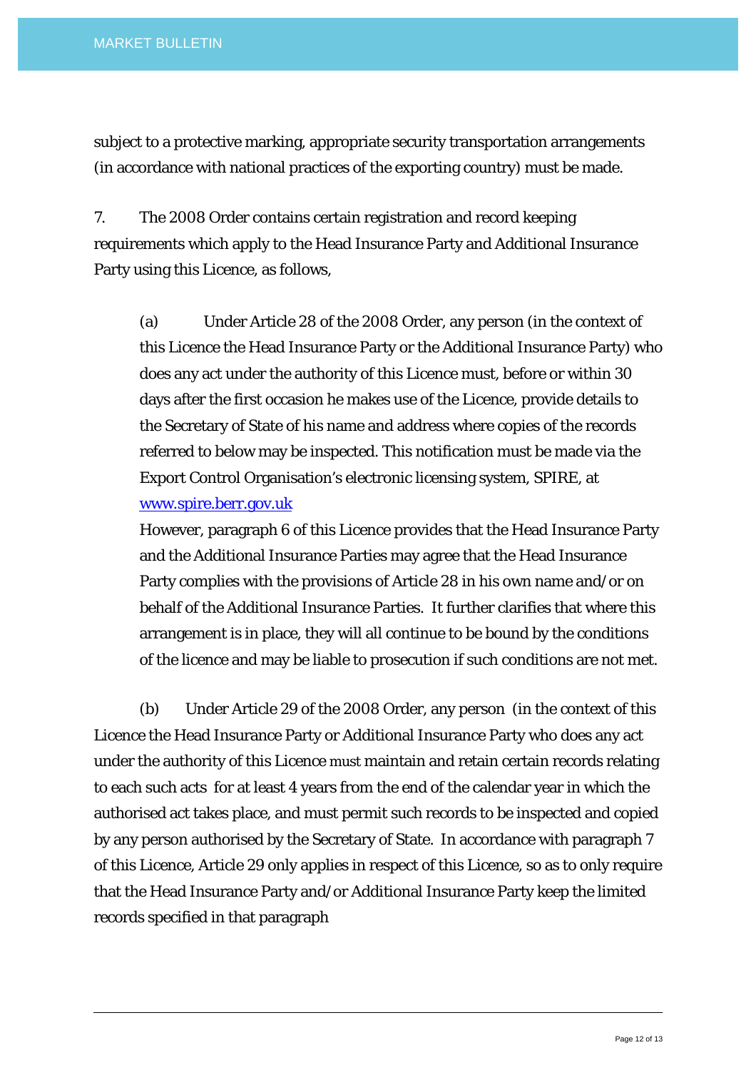subject to a protective marking, appropriate security transportation arrangements (in accordance with national practices of the exporting country) must be made.

7. The 2008 Order contains certain registration and record keeping requirements which apply to the Head Insurance Party and Additional Insurance Party using this Licence, as follows,

(a) Under Article 28 of the 2008 Order, any person (in the context of this Licence the Head Insurance Party or the Additional Insurance Party) who does any act under the authority of this Licence must, before or within 30 days after the first occasion he makes use of the Licence, provide details to the Secretary of State of his name and address where copies of the records referred to below may be inspected. This notification must be made via the Export Control Organisation's electronic licensing system, SPIRE, at [www.spire.berr.gov.uk](www.spire.berr.gov.uk)

However, paragraph 6 of this Licence provides that the Head Insurance Party and the Additional Insurance Parties may agree that the Head Insurance Party complies with the provisions of Article 28 in his own name and/or on behalf of the Additional Insurance Parties. It further clarifies that where this arrangement is in place, they will all continue to be bound by the conditions of the licence and may be liable to prosecution if such conditions are not met.

(b) Under Article 29 of the 2008 Order, any person (in the context of this Licence the Head Insurance Party or Additional Insurance Party who does any act under the authority of this Licence must maintain and retain certain records relating to each such acts for at least 4 years from the end of the calendar year in which the authorised act takes place, and must permit such records to be inspected and copied by any person authorised by the Secretary of State. In accordance with paragraph 7 of this Licence, Article 29 only applies in respect of this Licence, so as to only require that the Head Insurance Party and/or Additional Insurance Party keep the limited records specified in that paragraph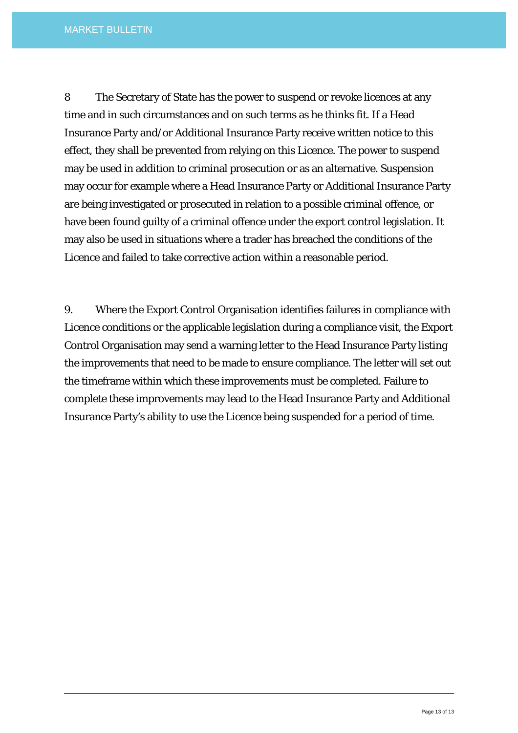8 The Secretary of State has the power to suspend or revoke licences at any time and in such circumstances and on such terms as he thinks fit. If a Head Insurance Party and/or Additional Insurance Party receive written notice to this effect, they shall be prevented from relying on this Licence. The power to suspend may be used in addition to criminal prosecution or as an alternative. Suspension may occur for example where a Head Insurance Party or Additional Insurance Party are being investigated or prosecuted in relation to a possible criminal offence, or have been found guilty of a criminal offence under the export control legislation. It may also be used in situations where a trader has breached the conditions of the Licence and failed to take corrective action within a reasonable period.

9. Where the Export Control Organisation identifies failures in compliance with Licence conditions or the applicable legislation during a compliance visit, the Export Control Organisation may send a warning letter to the Head Insurance Party listing the improvements that need to be made to ensure compliance. The letter will set out the timeframe within which these improvements must be completed. Failure to complete these improvements may lead to the Head Insurance Party and Additional Insurance Party's ability to use the Licence being suspended for a period of time.